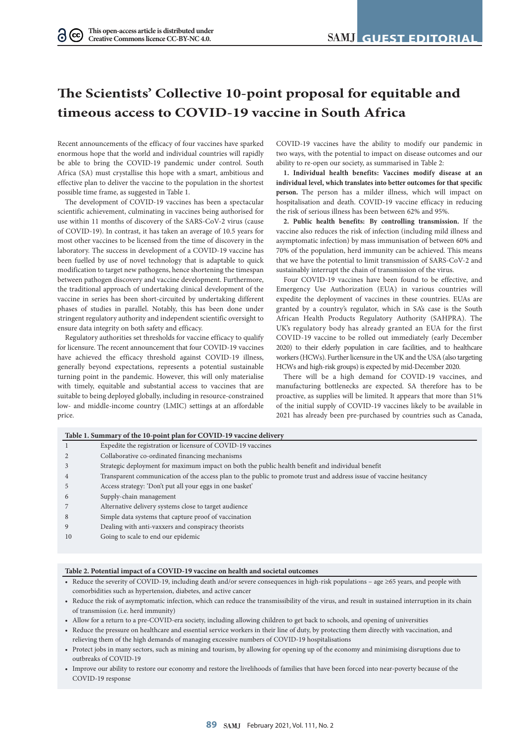# The Scientists' Collective 10-point proposal for equitable and timeous access to COVID-19 vaccine in South Africa

Recent announcements of the efficacy of four vaccines have sparked enormous hope that the world and individual countries will rapidly be able to bring the COVID-19 pandemic under control. South Africa (SA) must crystallise this hope with a smart, ambitious and effective plan to deliver the vaccine to the population in the shortest possible time frame, as suggested in Table 1.

The development of COVID-19 vaccines has been a spectacular scientific achievement, culminating in vaccines being authorised for use within 11 months of discovery of the SARS-CoV-2 virus (cause of COVID-19). In contrast, it has taken an average of 10.5 years for most other vaccines to be licensed from the time of discovery in the laboratory. The success in development of a COVID-19 vaccine has been fuelled by use of novel technology that is adaptable to quick modification to target new pathogens, hence shortening the timespan between pathogen discovery and vaccine development. Furthermore, the traditional approach of undertaking clinical development of the vaccine in series has been short-circuited by undertaking different phases of studies in parallel. Notably, this has been done under stringent regulatory authority and independent scientific oversight to ensure data integrity on both safety and efficacy.

Regulatory authorities set thresholds for vaccine efficacy to qualify for licensure. The recent announcement that four COVID-19 vaccines have achieved the efficacy threshold against COVID-19 illness, generally beyond expectations, represents a potential sustainable turning point in the pandemic. However, this will only materialise with timely, equitable and substantial access to vaccines that are suitable to being deployed globally, including in resource-constrained low- and middle-income country (LMIC) settings at an affordable price.

COVID-19 vaccines have the ability to modify our pandemic in two ways, with the potential to impact on disease outcomes and our ability to re-open our society, as summarised in Table 2:

**1. Individual health benefits: Vaccines modify disease at an individual level, which translates into better outcomes for that specific person.** The person has a milder illness, which will impact on hospitalisation and death. COVID-19 vaccine efficacy in reducing the risk of serious illness has been between 62% and 95%.

**2. Public health benefits: By controlling transmission.** If the vaccine also reduces the risk of infection (including mild illness and asymptomatic infection) by mass immunisation of between 60% and 70% of the population, herd immunity can be achieved. This means that we have the potential to limit transmission of SARS-CoV-2 and sustainably interrupt the chain of transmission of the virus.

Four COVID-19 vaccines have been found to be effective, and Emergency Use Authorization (EUA) in various countries will expedite the deployment of vaccines in these countries. EUAs are granted by a country's regulator, which in SA's case is the South African Health Products Regulatory Authority (SAHPRA). The UK's regulatory body has already granted an EUA for the first COVID-19 vaccine to be rolled out immediately (early December 2020) to their elderly population in care facilities, and to healthcare workers (HCWs). Further licensure in the UK and the USA (also targeting HCWs and high-risk groups) is expected by mid-December 2020.

There will be a high demand for COVID-19 vaccines, and manufacturing bottlenecks are expected. SA therefore has to be proactive, as supplies will be limited. It appears that more than 51% of the initial supply of COVID-19 vaccines likely to be available in 2021 has already been pre-purchased by countries such as Canada,

**Table 1. Summary of the 10-point plan for COVID-19 vaccine delivery**

| | |
|---|---|
| 1 | Expedite the registration or licensure of COVID-19 vaccines |
| 2 | Collaborative co-ordinated financing mechanisms |
| 3 | Strategic deployment for maximum impact on both the public health benefit and individual benefit |
| 4 | Transparent communication of the access plan to the public to promote trust and address issue of vaccine hesitancy |
| 5 | Access strategy: 'Don't put all your eggs in one basket' |
| 6 | Supply-chain management |
| 7 | Alternative delivery systems close to target audience |
| 8 | Simple data systems that capture proof of vaccination |
| 9 | Dealing with anti-vaxxers and conspiracy theorists |
| 10 | Going to scale to end our epidemic |

**Table 2. Potential impact of a COVID-19 vaccine on health and societal outcomes**

- Reduce the severity of COVID-19, including death and/or severe consequences in high-risk populations – age ≥65 years, and people with comorbidities such as hypertension, diabetes, and active cancer
- Reduce the risk of asymptomatic infection, which can reduce the transmissibility of the virus, and result in sustained interruption in its chain of transmission (i.e. herd immunity)
- Allow for a return to a pre-COVID-era society, including allowing children to get back to schools, and opening of universities
- Reduce the pressure on healthcare and essential service workers in their line of duty, by protecting them directly with vaccination, and relieving them of the high demands of managing excessive numbers of COVID-19 hospitalisations
- Protect jobs in many sectors, such as mining and tourism, by allowing for opening up of the economy and minimising disruptions due to outbreaks of COVID-19
- Improve our ability to restore our economy and restore the livelihoods of families that have been forced into near-poverty because of the COVID-19 response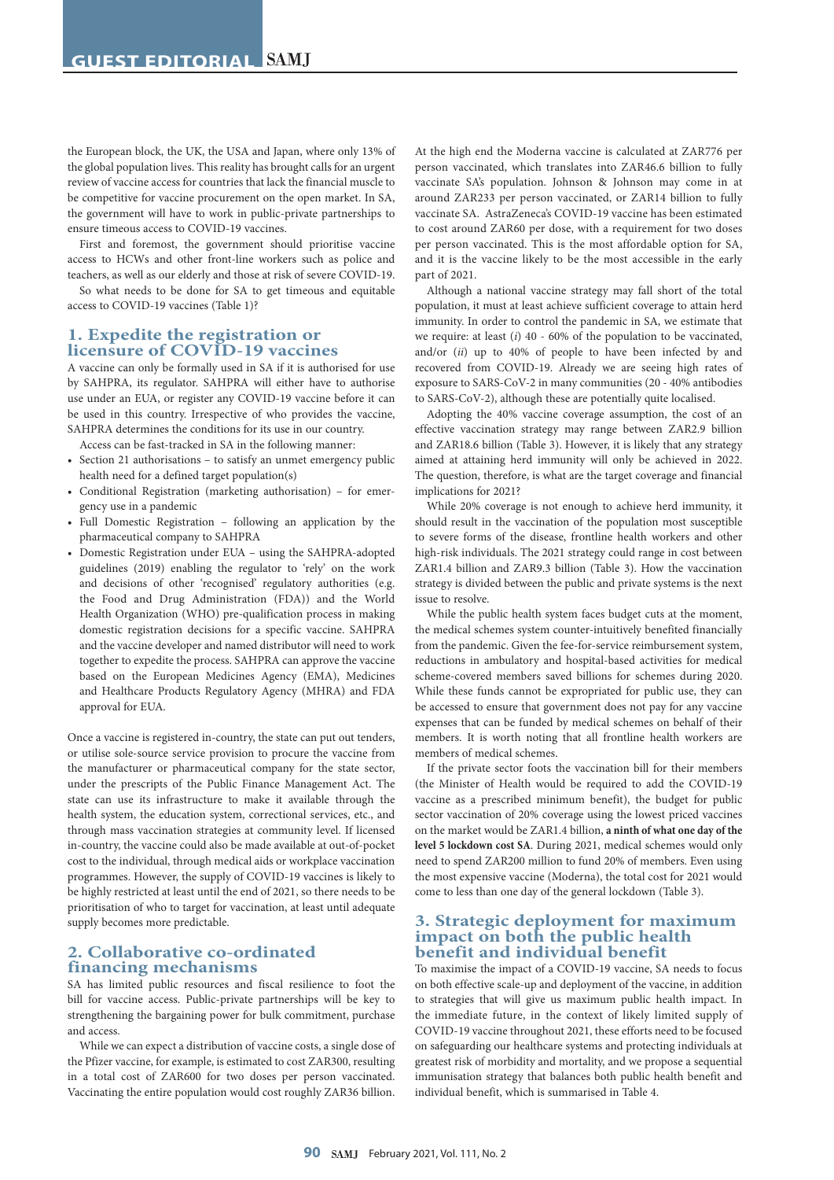the European block, the UK, the USA and Japan, where only 13% of the global population lives. This reality has brought calls for an urgent review of vaccine access for countries that lack the financial muscle to be competitive for vaccine procurement on the open market. In SA, the government will have to work in public-private partnerships to ensure timeous access to COVID-19 vaccines.

First and foremost, the government should prioritise vaccine access to HCWs and other front-line workers such as police and teachers, as well as our elderly and those at risk of severe COVID-19.

So what needs to be done for SA to get timeous and equitable access to COVID-19 vaccines (Table 1)?

## 1. Expedite the registration or licensure of COVID-19 vaccines

A vaccine can only be formally used in SA if it is authorised for use by SAHPRA, its regulator. SAHPRA will either have to authorise use under an EUA, or register any COVID-19 vaccine before it can be used in this country. Irrespective of who provides the vaccine, SAHPRA determines the conditions for its use in our country.

Access can be fast-tracked in SA in the following manner:

- Section 21 authorisations – to satisfy an unmet emergency public health need for a defined target population(s)
- Conditional Registration (marketing authorisation) – for emergency use in a pandemic
- Full Domestic Registration – following an application by the pharmaceutical company to SAHPRA
- Domestic Registration under EUA – using the SAHPRA-adopted guidelines (2019) enabling the regulator to 'rely' on the work and decisions of other 'recognised' regulatory authorities (e.g. the Food and Drug Administration (FDA)) and the World Health Organization (WHO) pre-qualification process in making domestic registration decisions for a specific vaccine. SAHPRA and the vaccine developer and named distributor will need to work together to expedite the process. SAHPRA can approve the vaccine based on the European Medicines Agency (EMA), Medicines and Healthcare Products Regulatory Agency (MHRA) and FDA approval for EUA.

Once a vaccine is registered in-country, the state can put out tenders, or utilise sole-source service provision to procure the vaccine from the manufacturer or pharmaceutical company for the state sector, under the prescripts of the Public Finance Management Act. The state can use its infrastructure to make it available through the health system, the education system, correctional services, etc., and through mass vaccination strategies at community level. If licensed in-country, the vaccine could also be made available at out-of-pocket cost to the individual, through medical aids or workplace vaccination programmes. However, the supply of COVID-19 vaccines is likely to be highly restricted at least until the end of 2021, so there needs to be prioritisation of who to target for vaccination, at least until adequate supply becomes more predictable.

## 2. Collaborative co-ordinated financing mechanisms

SA has limited public resources and fiscal resilience to foot the bill for vaccine access. Public-private partnerships will be key to strengthening the bargaining power for bulk commitment, purchase and access.

While we can expect a distribution of vaccine costs, a single dose of the Pfizer vaccine, for example, is estimated to cost ZAR300, resulting in a total cost of ZAR600 for two doses per person vaccinated. Vaccinating the entire population would cost roughly ZAR36 billion. At the high end the Moderna vaccine is calculated at ZAR776 per person vaccinated, which translates into ZAR46.6 billion to fully vaccinate SA's population. Johnson & Johnson may come in at around ZAR233 per person vaccinated, or ZAR14 billion to fully vaccinate SA. AstraZeneca's COVID-19 vaccine has been estimated to cost around ZAR60 per dose, with a requirement for two doses per person vaccinated. This is the most affordable option for SA, and it is the vaccine likely to be the most accessible in the early part of 2021.

Although a national vaccine strategy may fall short of the total population, it must at least achieve sufficient coverage to attain herd immunity. In order to control the pandemic in SA, we estimate that we require: at least (*i*) 40 - 60% of the population to be vaccinated, and/or (*ii*) up to 40% of people to have been infected by and recovered from COVID-19. Already we are seeing high rates of exposure to SARS-CoV-2 in many communities (20 - 40% antibodies to SARS-CoV-2), although these are potentially quite localised.

Adopting the 40% vaccine coverage assumption, the cost of an effective vaccination strategy may range between ZAR2.9 billion and ZAR18.6 billion (Table 3). However, it is likely that any strategy aimed at attaining herd immunity will only be achieved in 2022. The question, therefore, is what are the target coverage and financial implications for 2021?

While 20% coverage is not enough to achieve herd immunity, it should result in the vaccination of the population most susceptible to severe forms of the disease, frontline health workers and other high-risk individuals. The 2021 strategy could range in cost between ZAR1.4 billion and ZAR9.3 billion (Table 3). How the vaccination strategy is divided between the public and private systems is the next issue to resolve.

While the public health system faces budget cuts at the moment, the medical schemes system counter-intuitively benefited financially from the pandemic. Given the fee-for-service reimbursement system, reductions in ambulatory and hospital-based activities for medical scheme-covered members saved billions for schemes during 2020. While these funds cannot be expropriated for public use, they can be accessed to ensure that government does not pay for any vaccine expenses that can be funded by medical schemes on behalf of their members. It is worth noting that all frontline health workers are members of medical schemes.

If the private sector foots the vaccination bill for their members (the Minister of Health would be required to add the COVID-19 vaccine as a prescribed minimum benefit), the budget for public sector vaccination of 20% coverage using the lowest priced vaccines on the market would be ZAR1.4 billion, **a ninth of what one day of the level 5 lockdown cost SA**. During 2021, medical schemes would only need to spend ZAR200 million to fund 20% of members. Even using the most expensive vaccine (Moderna), the total cost for 2021 would come to less than one day of the general lockdown (Table 3).

## 3. Strategic deployment for maximum impact on both the public health benefit and individual benefit

To maximise the impact of a COVID-19 vaccine, SA needs to focus on both effective scale-up and deployment of the vaccine, in addition to strategies that will give us maximum public health impact. In the immediate future, in the context of likely limited supply of COVID-19 vaccine throughout 2021, these efforts need to be focused on safeguarding our healthcare systems and protecting individuals at greatest risk of morbidity and mortality, and we propose a sequential immunisation strategy that balances both public health benefit and individual benefit, which is summarised in Table 4.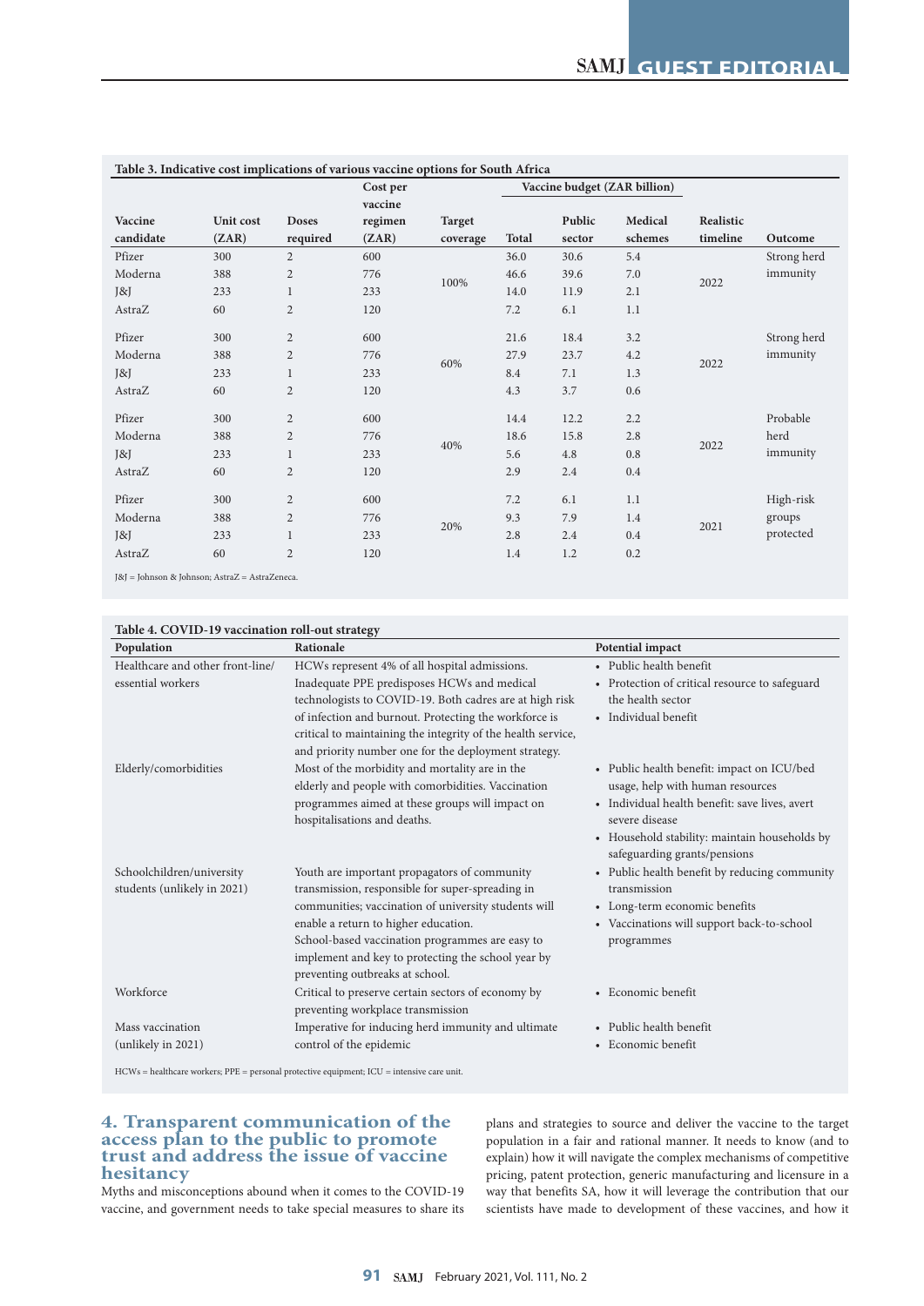**Table 3. Indicative cost implications of various vaccine options for South Africa**

| Vaccine candidate | Unit cost (ZAR) | Doses required | Cost per vaccine regimen (ZAR) | Target coverage | Vaccine budget (ZAR billion) Total | Public sector | Medical schemes | Realistic timeline | Outcome |
|---|---|---|---|---|---|---|---|---|---|
| Pfizer | 300 | 2 | 600 | 100% | 36.0 | 30.6 | 5.4 | 2022 | Strong herd immunity |
| Moderna | 388 | 2 | 776 | | 46.6 | 39.6 | 7.0 | | |
| J&J | 233 | 1 | 233 | | 14.0 | 11.9 | 2.1 | | |
| AstraZ | 60 | 2 | 120 | | 7.2 | 6.1 | 1.1 | | |
| Pfizer | 300 | 2 | 600 | 60% | 21.6 | 18.4 | 3.2 | 2022 | Strong herd immunity |
| Moderna | 388 | 2 | 776 | | 27.9 | 23.7 | 4.2 | | |
| J&J | 233 | 1 | 233 | | 8.4 | 7.1 | 1.3 | | |
| AstraZ | 60 | 2 | 120 | | 4.3 | 3.7 | 0.6 | | |
| Pfizer | 300 | 2 | 600 | 40% | 14.4 | 12.2 | 2.2 | 2022 | Probable herd immunity |
| Moderna | 388 | 2 | 776 | | 18.6 | 15.8 | 2.8 | | |
| J&J | 233 | 1 | 233 | | 5.6 | 4.8 | 0.8 | | |
| AstraZ | 60 | 2 | 120 | | 2.9 | 2.4 | 0.4 | | |
| Pfizer | 300 | 2 | 600 | 20% | 7.2 | 6.1 | 1.1 | 2021 | High-risk groups protected |
| Moderna | 388 | 2 | 776 | | 9.3 | 7.9 | 1.4 | | |
| J&J | 233 | 1 | 233 | | 2.8 | 2.4 | 0.4 | | |
| AstraZ | 60 | 2 | 120 | | 1.4 | 1.2 | 0.2 | | |

J&J = Johnson & Johnson; AstraZ = AstraZeneca.

**Table 4. COVID-19 vaccination roll-out strategy**

| Population | Rationale | Potential impact |
|---|---|---|
| Healthcare and other front-line/ essential workers | HCWs represent 4% of all hospital admissions. Inadequate PPE predisposes HCWs and medical technologists to COVID-19. Both cadres are at high risk of infection and burnout. Protecting the workforce is critical to maintaining the integrity of the health service, and priority number one for the deployment strategy. | • Public health benefit<br>• Protection of critical resource to safeguard the health sector<br>• Individual benefit |
| Elderly/comorbidities | Most of the morbidity and mortality are in the elderly and people with comorbidities. Vaccination programmes aimed at these groups will impact on hospitalisations and deaths. | • Public health benefit: impact on ICU/bed usage, help with human resources<br>• Individual health benefit: save lives, avert severe disease<br>• Household stability: maintain households by safeguarding grants/pensions |
| Schoolchildren/university students (unlikely in 2021) | Youth are important propagators of community transmission, responsible for super-spreading in communities; vaccination of university students will enable a return to higher education. School-based vaccination programmes are easy to implement and key to protecting the school year by preventing outbreaks at school. | • Public health benefit by reducing community transmission<br>• Long-term economic benefits<br>• Vaccinations will support back-to-school programmes |
| Workforce | Critical to preserve certain sectors of economy by preventing workplace transmission | • Economic benefit |
| Mass vaccination (unlikely in 2021) | Imperative for inducing herd immunity and ultimate control of the epidemic | • Public health benefit<br>• Economic benefit |

HCWs = healthcare workers; PPE = personal protective equipment; ICU = intensive care unit.

## 4. Transparent communication of the access plan to the public to promote trust and address the issue of vaccine hesitancy

Myths and misconceptions abound when it comes to the COVID-19 vaccine, and government needs to take special measures to share its plans and strategies to source and deliver the vaccine to the target population in a fair and rational manner. It needs to know (and to explain) how it will navigate the complex mechanisms of competitive pricing, patent protection, generic manufacturing and licensure in a way that benefits SA, how it will leverage the contribution that our scientists have made to development of these vaccines, and how it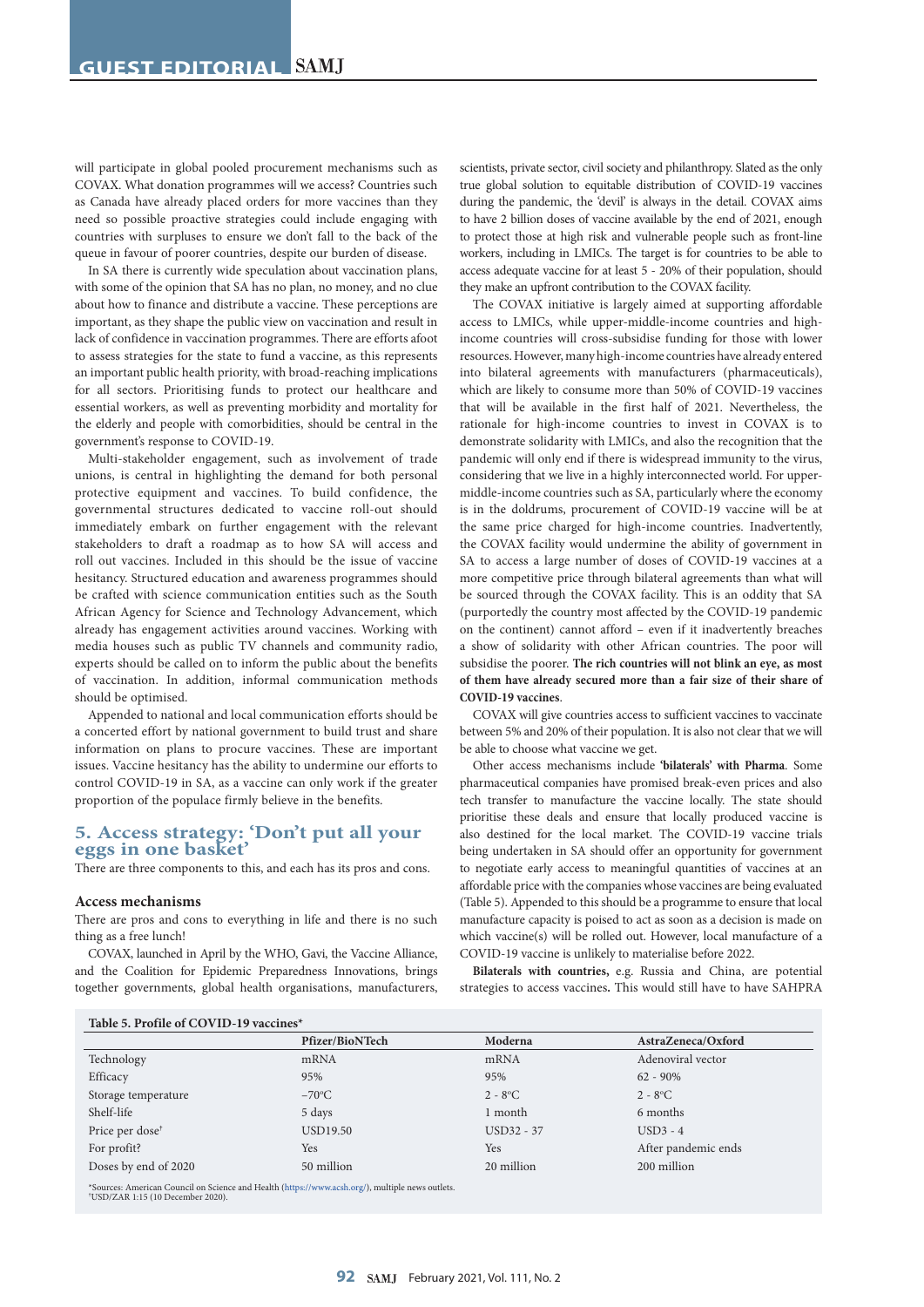will participate in global pooled procurement mechanisms such as COVAX. What donation programmes will we access? Countries such as Canada have already placed orders for more vaccines than they need so possible proactive strategies could include engaging with countries with surpluses to ensure we don't fall to the back of the queue in favour of poorer countries, despite our burden of disease.

In SA there is currently wide speculation about vaccination plans, with some of the opinion that SA has no plan, no money, and no clue about how to finance and distribute a vaccine. These perceptions are important, as they shape the public view on vaccination and result in lack of confidence in vaccination programmes. There are efforts afoot to assess strategies for the state to fund a vaccine, as this represents an important public health priority, with broad-reaching implications for all sectors. Prioritising funds to protect our healthcare and essential workers, as well as preventing morbidity and mortality for the elderly and people with comorbidities, should be central in the government's response to COVID-19.

Multi-stakeholder engagement, such as involvement of trade unions, is central in highlighting the demand for both personal protective equipment and vaccines. To build confidence, the governmental structures dedicated to vaccine roll-out should immediately embark on further engagement with the relevant stakeholders to draft a roadmap as to how SA will access and roll out vaccines. Included in this should be the issue of vaccine hesitancy. Structured education and awareness programmes should be crafted with science communication entities such as the South African Agency for Science and Technology Advancement, which already has engagement activities around vaccines. Working with media houses such as public TV channels and community radio, experts should be called on to inform the public about the benefits of vaccination. In addition, informal communication methods should be optimised.

Appended to national and local communication efforts should be a concerted effort by national government to build trust and share information on plans to procure vaccines. These are important issues. Vaccine hesitancy has the ability to undermine our efforts to control COVID-19 in SA, as a vaccine can only work if the greater proportion of the populace firmly believe in the benefits.

## 5. Access strategy: 'Don't put all your eggs in one basket'

There are three components to this, and each has its pros and cons.

### Access mechanisms

There are pros and cons to everything in life and there is no such thing as a free lunch!

COVAX, launched in April by the WHO, Gavi, the Vaccine Alliance, and the Coalition for Epidemic Preparedness Innovations, brings together governments, global health organisations, manufacturers, scientists, private sector, civil society and philanthropy. Slated as the only true global solution to equitable distribution of COVID-19 vaccines during the pandemic, the 'devil' is always in the detail. COVAX aims to have 2 billion doses of vaccine available by the end of 2021, enough to protect those at high risk and vulnerable people such as front-line workers, including in LMICs. The target is for countries to be able to access adequate vaccine for at least 5 - 20% of their population, should they make an upfront contribution to the COVAX facility.

The COVAX initiative is largely aimed at supporting affordable access to LMICs, while upper-middle-income countries and high-income countries will cross-subsidise funding for those with lower resources. However, many high-income countries have already entered into bilateral agreements with manufacturers (pharmaceuticals), which are likely to consume more than 50% of COVID-19 vaccines that will be available in the first half of 2021. Nevertheless, the rationale for high-income countries to invest in COVAX is to demonstrate solidarity with LMICs, and also the recognition that the pandemic will only end if there is widespread immunity to the virus, considering that we live in a highly interconnected world. For upper-middle-income countries such as SA, particularly where the economy is in the doldrums, procurement of COVID-19 vaccine will be at the same price charged for high-income countries. Inadvertently, the COVAX facility would undermine the ability of government in SA to access a large number of doses of COVID-19 vaccines at a more competitive price through bilateral agreements than what will be sourced through the COVAX facility. This is an oddity that SA (purportedly the country most affected by the COVID-19 pandemic on the continent) cannot afford – even if it inadvertently breaches a show of solidarity with other African countries. The poor will subsidise the poorer. **The rich countries will not blink an eye, as most of them have already secured more than a fair size of their share of COVID-19 vaccines**.

COVAX will give countries access to sufficient vaccines to vaccinate between 5% and 20% of their population. It is also not clear that we will be able to choose what vaccine we get.

Other access mechanisms include **'bilaterals' with Pharma**. Some pharmaceutical companies have promised break-even prices and also tech transfer to manufacture the vaccine locally. The state should prioritise these deals and ensure that locally produced vaccine is also destined for the local market. The COVID-19 vaccine trials being undertaken in SA should offer an opportunity for government to negotiate early access to meaningful quantities of vaccines at an affordable price with the companies whose vaccines are being evaluated (Table 5). Appended to this should be a programme to ensure that local manufacture capacity is poised to act as soon as a decision is made on which vaccine(s) will be rolled out. However, local manufacture of a COVID-19 vaccine is unlikely to materialise before 2022.

**Bilaterals with countries,** e.g. Russia and China, are potential strategies to access vaccines**.** This would still have to have SAHPRA

**Table 5. Profile of COVID-19 vaccines***

| | Pfizer/BioNTech | Moderna | AstraZeneca/Oxford |
|---|---|---|---|
| Technology | mRNA | mRNA | Adenoviral vector |
| Efficacy | 95% | 95% | 62 - 90% |
| Storage temperature | −70°C | 2 - 8°C | 2 - 8°C |
| Shelf-life | 5 days | 1 month | 6 months |
| Price per dose† | USD19.50 | USD32 - 37 | USD3 - 4 |
| For profit? | Yes | Yes | After pandemic ends |
| Doses by end of 2020 | 50 million | 20 million | 200 million |

*Sources: American Council on Science and Health (https://www.acsh.org/), multiple news outlets.
†USD/ZAR 1:15 (10 December 2020).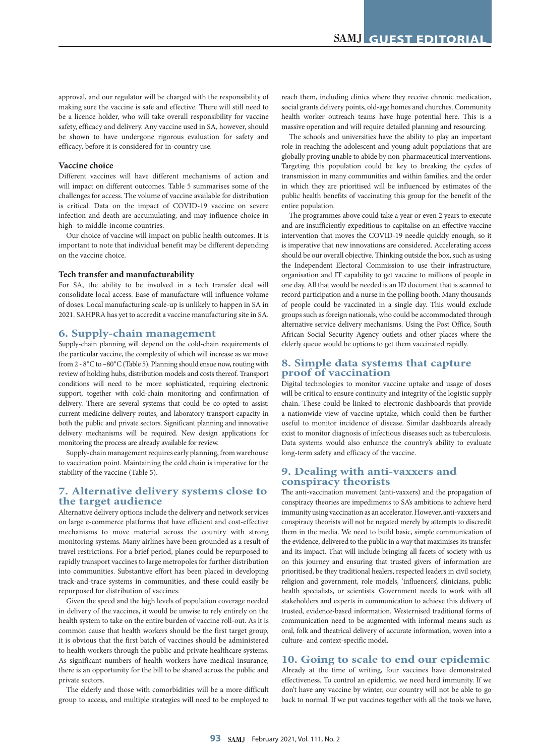approval, and our regulator will be charged with the responsibility of making sure the vaccine is safe and effective. There will still need to be a licence holder, who will take overall responsibility for vaccine safety, efficacy and delivery. Any vaccine used in SA, however, should be shown to have undergone rigorous evaluation for safety and efficacy, before it is considered for in-country use.

### Vaccine choice

Different vaccines will have different mechanisms of action and will impact on different outcomes. Table 5 summarises some of the challenges for access. The volume of vaccine available for distribution is critical. Data on the impact of COVID-19 vaccine on severe infection and death are accumulating, and may influence choice in high- to middle-income countries.

Our choice of vaccine will impact on public health outcomes. It is important to note that individual benefit may be different depending on the vaccine choice.

### Tech transfer and manufacturability

For SA, the ability to be involved in a tech transfer deal will consolidate local access. Ease of manufacture will influence volume of doses. Local manufacturing scale-up is unlikely to happen in SA in 2021. SAHPRA has yet to accredit a vaccine manufacturing site in SA.

## 6. Supply-chain management

Supply-chain planning will depend on the cold-chain requirements of the particular vaccine, the complexity of which will increase as we move from 2 - 8°C to –80°C (Table 5). Planning should ensue now, routing with review of holding hubs, distribution models and costs thereof. Transport conditions will need to be more sophisticated, requiring electronic support, together with cold-chain monitoring and confirmation of delivery. There are several systems that could be co-opted to assist: current medicine delivery routes, and laboratory transport capacity in both the public and private sectors. Significant planning and innovative delivery mechanisms will be required. New design applications for monitoring the process are already available for review.

Supply-chain management requires early planning, from warehouse to vaccination point. Maintaining the cold chain is imperative for the stability of the vaccine (Table 5).

## 7. Alternative delivery systems close to the target audience

Alternative delivery options include the delivery and network services on large e-commerce platforms that have efficient and cost-effective mechanisms to move material across the country with strong monitoring systems. Many airlines have been grounded as a result of travel restrictions. For a brief period, planes could be repurposed to rapidly transport vaccines to large metropoles for further distribution into communities. Substantive effort has been placed in developing track-and-trace systems in communities, and these could easily be repurposed for distribution of vaccines.

Given the speed and the high levels of population coverage needed in delivery of the vaccines, it would be unwise to rely entirely on the health system to take on the entire burden of vaccine roll-out. As it is common cause that health workers should be the first target group, it is obvious that the first batch of vaccines should be administered to health workers through the public and private healthcare systems. As significant numbers of health workers have medical insurance, there is an opportunity for the bill to be shared across the public and private sectors.

The elderly and those with comorbidities will be a more difficult group to access, and multiple strategies will need to be employed to reach them, including clinics where they receive chronic medication, social grants delivery points, old-age homes and churches. Community health worker outreach teams have huge potential here. This is a massive operation and will require detailed planning and resourcing.

The schools and universities have the ability to play an important role in reaching the adolescent and young adult populations that are globally proving unable to abide by non-pharmaceutical interventions. Targeting this population could be key to breaking the cycles of transmission in many communities and within families, and the order in which they are prioritised will be influenced by estimates of the public health benefits of vaccinating this group for the benefit of the entire population.

The programmes above could take a year or even 2 years to execute and are insufficiently expeditious to capitalise on an effective vaccine intervention that moves the COVID-19 needle quickly enough, so it is imperative that new innovations are considered. Accelerating access should be our overall objective. Thinking outside the box, such as using the Independent Electoral Commission to use their infrastructure, organisation and IT capability to get vaccine to millions of people in one day. All that would be needed is an ID document that is scanned to record participation and a nurse in the polling booth. Many thousands of people could be vaccinated in a single day. This would exclude groups such as foreign nationals, who could be accommodated through alternative service delivery mechanisms. Using the Post Office, South African Social Security Agency outlets and other places where the elderly queue would be options to get them vaccinated rapidly.

## 8. Simple data systems that capture proof of vaccination

Digital technologies to monitor vaccine uptake and usage of doses will be critical to ensure continuity and integrity of the logistic supply chain. These could be linked to electronic dashboards that provide a nationwide view of vaccine uptake, which could then be further useful to monitor incidence of disease. Similar dashboards already exist to monitor diagnosis of infectious diseases such as tuberculosis. Data systems would also enhance the country's ability to evaluate long-term safety and efficacy of the vaccine.

## 9. Dealing with anti-vaxxers and conspiracy theorists

The anti-vaccination movement (anti-vaxxers) and the propagation of conspiracy theories are impediments to SA's ambitions to achieve herd immunity using vaccination as an accelerator. However, anti-vaxxers and conspiracy theorists will not be negated merely by attempts to discredit them in the media. We need to build basic, simple communication of the evidence, delivered to the public in a way that maximises its transfer and its impact. That will include bringing all facets of society with us on this journey and ensuring that trusted givers of information are prioritised, be they traditional healers, respected leaders in civil society, religion and government, role models, 'influencers', clinicians, public health specialists, or scientists. Government needs to work with all stakeholders and experts in communication to achieve this delivery of trusted, evidence-based information. Westernised traditional forms of communication need to be augmented with informal means such as oral, folk and theatrical delivery of accurate information, woven into a culture- and context-specific model.

## 10. Going to scale to end our epidemic

Already at the time of writing, four vaccines have demonstrated effectiveness. To control an epidemic, we need herd immunity. If we don't have any vaccine by winter, our country will not be able to go back to normal. If we put vaccines together with all the tools we have,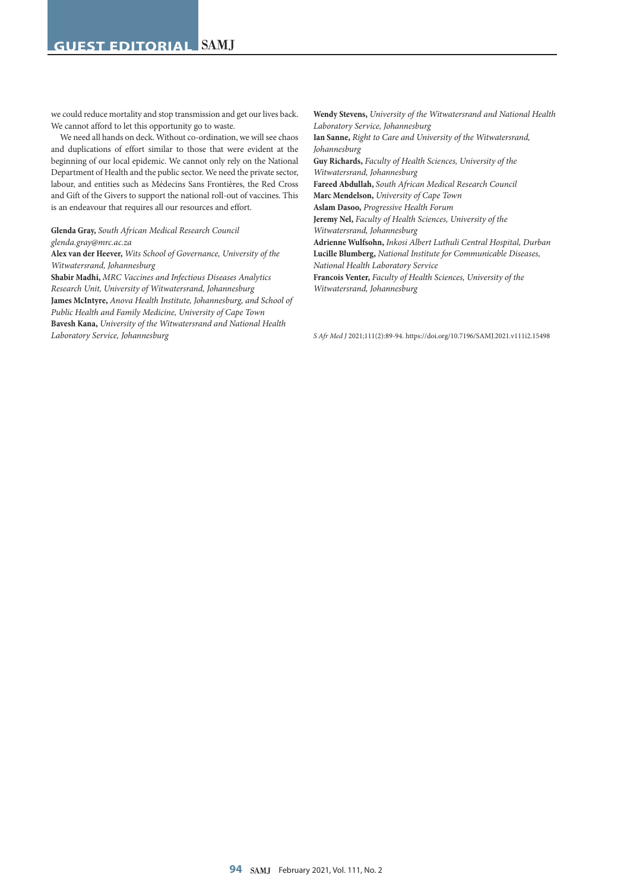we could reduce mortality and stop transmission and get our lives back. We cannot afford to let this opportunity go to waste.

We need all hands on deck. Without co-ordination, we will see chaos and duplications of effort similar to those that were evident at the beginning of our local epidemic. We cannot only rely on the National Department of Health and the public sector. We need the private sector, labour, and entities such as Médecins Sans Frontières, the Red Cross and Gift of the Givers to support the national roll-out of vaccines. This is an endeavour that requires all our resources and effort.

**Glenda Gray,** *South African Medical Research Council*
*glenda.gray@mrc.ac.za*

**Alex van der Heever,** *Wits School of Governance, University of the Witwatersrand, Johannesburg*

**Shabir Madhi,** *MRC Vaccines and Infectious Diseases Analytics Research Unit, University of Witwatersrand, Johannesburg*

**James McIntyre,** *Anova Health Institute, Johannesburg, and School of Public Health and Family Medicine, University of Cape Town*

**Bavesh Kana,** *University of the Witwatersrand and National Health Laboratory Service, Johannesburg*

**Wendy Stevens,** *University of the Witwatersrand and National Health Laboratory Service, Johannesburg*

**Ian Sanne,** *Right to Care and University of the Witwatersrand, Johannesburg*

**Guy Richards,** *Faculty of Health Sciences, University of the Witwatersrand, Johannesburg*

**Fareed Abdullah,** *South African Medical Research Council*

**Marc Mendelson,** *University of Cape Town*

**Aslam Dasoo,** *Progressive Health Forum*

**Jeremy Nel,** *Faculty of Health Sciences, University of the Witwatersrand, Johannesburg*

**Adrienne Wulfsohn,** *Inkosi Albert Luthuli Central Hospital, Durban*

**Lucille Blumberg,** *National Institute for Communicable Diseases, National Health Laboratory Service*

**Francois Venter,** *Faculty of Health Sciences, University of the Witwatersrand, Johannesburg*

*S Afr Med J* 2021;111(2):89-94. https://doi.org/10.7196/SAMJ.2021.v111i2.15498